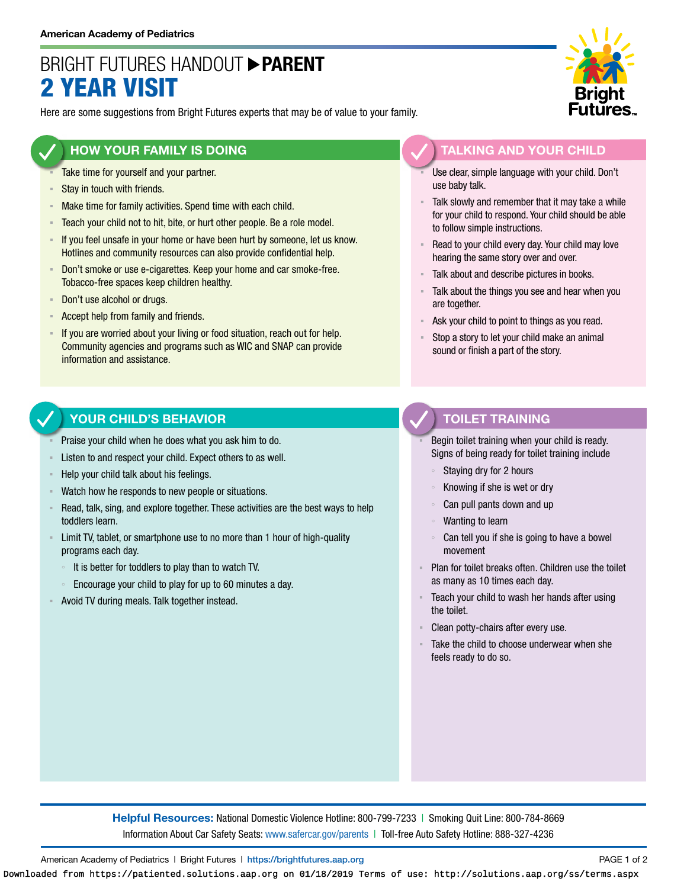American Academy of Pediatrics

# BRIGHT FUTURES HANDOUT ▶ PARENT
# 2 YEAR VISIT

Here are some suggestions from Bright Futures experts that may be of value to your family.

## HOW YOUR FAMILY IS DOING

- Take time for yourself and your partner.
- Stay in touch with friends.
- Make time for family activities. Spend time with each child.
- Teach your child not to hit, bite, or hurt other people. Be a role model.
- If you feel unsafe in your home or have been hurt by someone, let us know. Hotlines and community resources can also provide confidential help.
- Don't smoke or use e-cigarettes. Keep your home and car smoke-free. Tobacco-free spaces keep children healthy.
- Don't use alcohol or drugs.
- Accept help from family and friends.
- If you are worried about your living or food situation, reach out for help. Community agencies and programs such as WIC and SNAP can provide information and assistance.

## TALKING AND YOUR CHILD

- Use clear, simple language with your child. Don't use baby talk.
- Talk slowly and remember that it may take a while for your child to respond. Your child should be able to follow simple instructions.
- Read to your child every day. Your child may love hearing the same story over and over.
- Talk about and describe pictures in books.
- Talk about the things you see and hear when you are together.
- Ask your child to point to things as you read.
- Stop a story to let your child make an animal sound or finish a part of the story.

## YOUR CHILD'S BEHAVIOR

- Praise your child when he does what you ask him to do.
- Listen to and respect your child. Expect others to as well.
- Help your child talk about his feelings.
- Watch how he responds to new people or situations.
- Read, talk, sing, and explore together. These activities are the best ways to help toddlers learn.
- Limit TV, tablet, or smartphone use to no more than 1 hour of high-quality programs each day.
  - It is better for toddlers to play than to watch TV.
  - Encourage your child to play for up to 60 minutes a day.
- Avoid TV during meals. Talk together instead.

## TOILET TRAINING

- Begin toilet training when your child is ready. Signs of being ready for toilet training include
  - Staying dry for 2 hours
  - Knowing if she is wet or dry
  - Can pull pants down and up
  - Wanting to learn
  - Can tell you if she is going to have a bowel movement
- Plan for toilet breaks often. Children use the toilet as many as 10 times each day.
- Teach your child to wash her hands after using the toilet.
- Clean potty-chairs after every use.
- Take the child to choose underwear when she feels ready to do so.

**Helpful Resources:** National Domestic Violence Hotline: 800-799-7233 | Smoking Quit Line: 800-784-8669
Information About Car Safety Seats: www.safercar.gov/parents | Toll-free Auto Safety Hotline: 888-327-4236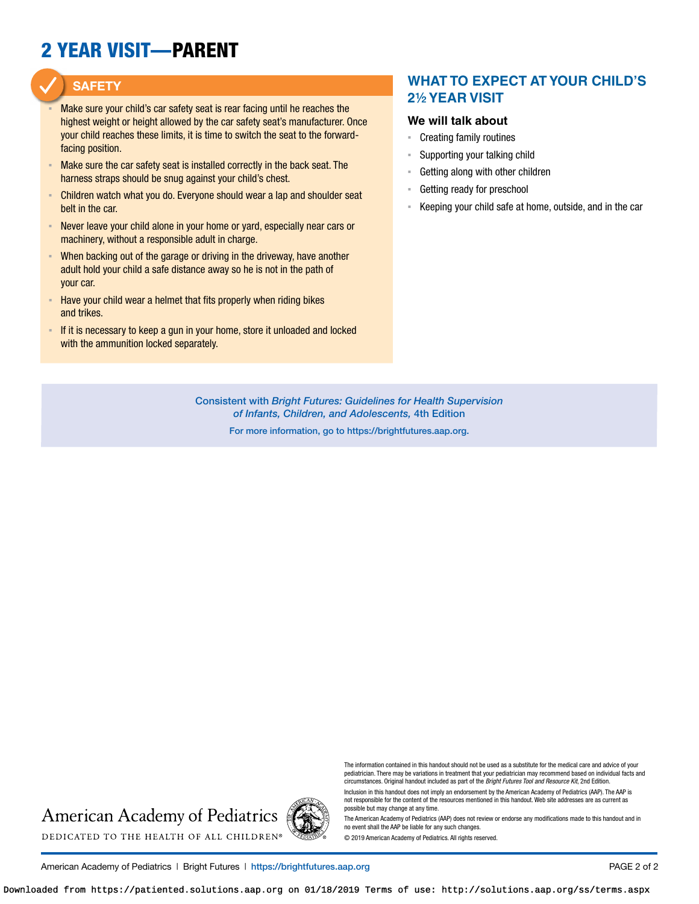# 2 YEAR VISIT—PARENT

## SAFETY

- Make sure your child's car safety seat is rear facing until he reaches the highest weight or height allowed by the car safety seat's manufacturer. Once your child reaches these limits, it is time to switch the seat to the forward-facing position.
- Make sure the car safety seat is installed correctly in the back seat. The harness straps should be snug against your child's chest.
- Children watch what you do. Everyone should wear a lap and shoulder seat belt in the car.
- Never leave your child alone in your home or yard, especially near cars or machinery, without a responsible adult in charge.
- When backing out of the garage or driving in the driveway, have another adult hold your child a safe distance away so he is not in the path of your car.
- Have your child wear a helmet that fits properly when riding bikes and trikes.
- If it is necessary to keep a gun in your home, store it unloaded and locked with the ammunition locked separately.

## WHAT TO EXPECT AT YOUR CHILD'S 2½ YEAR VISIT

### We will talk about

- Creating family routines
- Supporting your talking child
- Getting along with other children
- Getting ready for preschool
- Keeping your child safe at home, outside, and in the car

Consistent with *Bright Futures: Guidelines for Health Supervision of Infants, Children, and Adolescents,* 4th Edition

For more information, go to https://brightfutures.aap.org.

American Academy of Pediatrics

DEDICATED TO THE HEALTH OF ALL CHILDREN®

The information contained in this handout should not be used as a substitute for the medical care and advice of your pediatrician. There may be variations in treatment that your pediatrician may recommend based on individual facts and circumstances. Original handout included as part of the *Bright Futures Tool and Resource Kit*, 2nd Edition.

Inclusion in this handout does not imply an endorsement by the American Academy of Pediatrics (AAP). The AAP is not responsible for the content of the resources mentioned in this handout. Web site addresses are as current as possible but may change at any time.

The American Academy of Pediatrics (AAP) does not review or endorse any modifications made to this handout and in no event shall the AAP be liable for any such changes.

© 2019 American Academy of Pediatrics. All rights reserved.